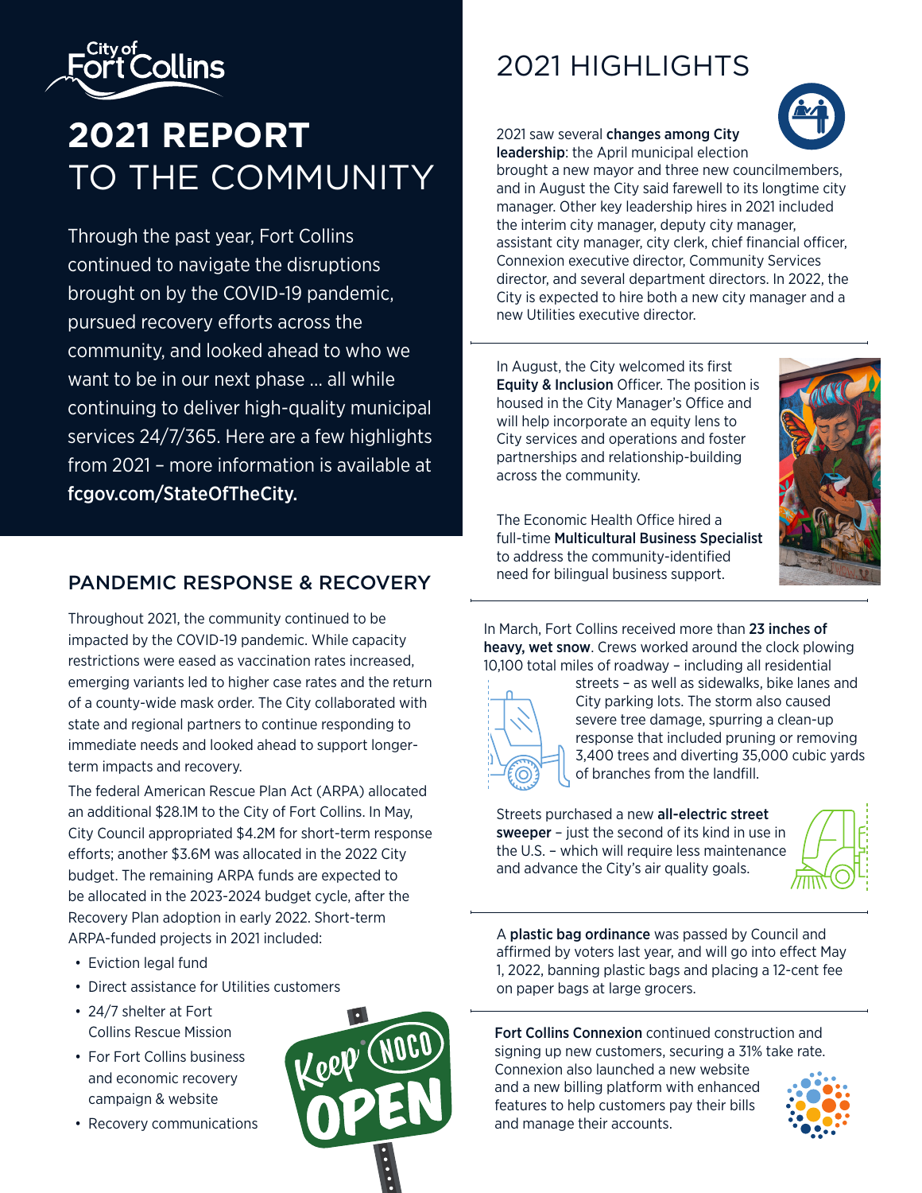City of Fort Collins

# 2021 REPORT TO THE COMMUNITY

Through the past year, Fort Collins continued to navigate the disruptions brought on by the COVID-19 pandemic, pursued recovery efforts across the community, and looked ahead to who we want to be in our next phase … all while continuing to deliver high-quality municipal services 24/7/365. Here are a few highlights from 2021 – more information is available at **fcgov.com/StateOfTheCity.**

## PANDEMIC RESPONSE & RECOVERY

Throughout 2021, the community continued to be impacted by the COVID-19 pandemic. While capacity restrictions were eased as vaccination rates increased, emerging variants led to higher case rates and the return of a county-wide mask order. The City collaborated with state and regional partners to continue responding to immediate needs and looked ahead to support longer-term impacts and recovery.

The federal American Rescue Plan Act (ARPA) allocated an additional $28.1M to the City of Fort Collins. In May, City Council appropriated $4.2M for short-term response efforts; another $3.6M was allocated in the 2022 City budget. The remaining ARPA funds are expected to be allocated in the 2023-2024 budget cycle, after the Recovery Plan adoption in early 2022. Short-term ARPA-funded projects in 2021 included:

- Eviction legal fund
- Direct assistance for Utilities customers
- 24/7 shelter at Fort Collins Rescue Mission
- For Fort Collins business and economic recovery campaign & website
- Recovery communications

Keep NOCO OPEN

## 2021 HIGHLIGHTS

2021 saw several **changes among City leadership**: the April municipal election brought a new mayor and three new councilmembers, and in August the City said farewell to its longtime city manager. Other key leadership hires in 2021 included the interim city manager, deputy city manager, assistant city manager, city clerk, chief financial officer, Connexion executive director, Community Services director, and several department directors. In 2022, the City is expected to hire both a new city manager and a new Utilities executive director.

In August, the City welcomed its first **Equity & Inclusion** Officer. The position is housed in the City Manager's Office and will help incorporate an equity lens to City services and operations and foster partnerships and relationship-building across the community.

The Economic Health Office hired a full-time **Multicultural Business Specialist** to address the community-identified need for bilingual business support.

In March, Fort Collins received more than **23 inches of heavy, wet snow**. Crews worked around the clock plowing 10,100 total miles of roadway – including all residential streets – as well as sidewalks, bike lanes and City parking lots. The storm also caused severe tree damage, spurring a clean-up response that included pruning or removing 3,400 trees and diverting 35,000 cubic yards of branches from the landfill.

Streets purchased a new **all-electric street sweeper** – just the second of its kind in use in the U.S. – which will require less maintenance and advance the City's air quality goals.

A **plastic bag ordinance** was passed by Council and affirmed by voters last year, and will go into effect May 1, 2022, banning plastic bags and placing a 12-cent fee on paper bags at large grocers.

**Fort Collins Connexion** continued construction and signing up new customers, securing a 31% take rate. Connexion also launched a new website and a new billing platform with enhanced features to help customers pay their bills and manage their accounts.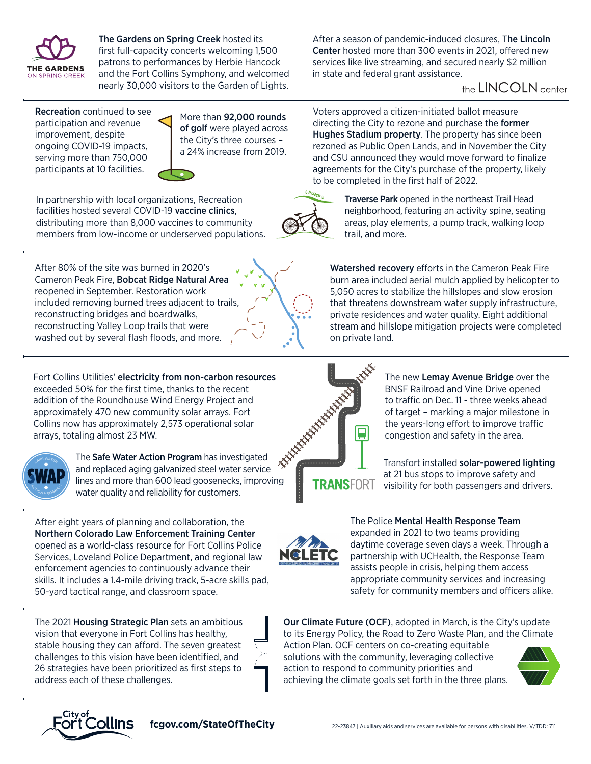**The Gardens on Spring Creek** hosted its first full-capacity concerts welcoming 1,500 patrons to performances by Herbie Hancock and the Fort Collins Symphony, and welcomed nearly 30,000 visitors to the Garden of Lights.

After a season of pandemic-induced closures, T**he Lincoln Center** hosted more than 300 events in 2021, offered new services like live streaming, and secured nearly $2 million in state and federal grant assistance.

**Recreation** continued to see participation and revenue improvement, despite ongoing COVID-19 impacts, serving more than 750,000 participants at 10 facilities.

More than **92,000 rounds of golf** were played across the City's three courses – a 24% increase from 2019.

Voters approved a citizen-initiated ballot measure directing the City to rezone and purchase the **former Hughes Stadium property**. The property has since been rezoned as Public Open Lands, and in November the City and CSU announced they would move forward to finalize agreements for the City's purchase of the property, likely to be completed in the first half of 2022.

In partnership with local organizations, Recreation facilities hosted several COVID-19 **vaccine clinics**, distributing more than 8,000 vaccines to community members from low-income or underserved populations.

**Traverse Park** opened in the northeast Trail Head neighborhood, featuring an activity spine, seating areas, play elements, a pump track, walking loop trail, and more.

After 80% of the site was burned in 2020's Cameron Peak Fire, **Bobcat Ridge Natural Area** reopened in September. Restoration work included removing burned trees adjacent to trails, reconstructing bridges and boardwalks, reconstructing Valley Loop trails that were washed out by several flash floods, and more.

**Watershed recovery** efforts in the Cameron Peak Fire burn area included aerial mulch applied by helicopter to 5,050 acres to stabilize the hillslopes and slow erosion that threatens downstream water supply infrastructure, private residences and water quality. Eight additional stream and hillslope mitigation projects were completed on private land.

Fort Collins Utilities' **electricity from non-carbon resources** exceeded 50% for the first time, thanks to the recent addition of the Roundhouse Wind Energy Project and approximately 470 new community solar arrays. Fort Collins now has approximately 2,573 operational solar arrays, totaling almost 23 MW.

The **Safe Water Action Program** has investigated and replaced aging galvanized steel water service lines and more than 600 lead goosenecks, improving water quality and reliability for customers.

The new **Lemay Avenue Bridge** over the BNSF Railroad and Vine Drive opened to traffic on Dec. 11 - three weeks ahead of target – marking a major milestone in the years-long effort to improve traffic congestion and safety in the area.

Transfort installed **solar-powered lighting** at 21 bus stops to improve safety and visibility for both passengers and drivers.

After eight years of planning and collaboration, the **Northern Colorado Law Enforcement Training Center** opened as a world-class resource for Fort Collins Police Services, Loveland Police Department, and regional law enforcement agencies to continuously advance their skills. It includes a 1.4-mile driving track, 5-acre skills pad, 50-yard tactical range, and classroom space.

The Police **Mental Health Response Team** expanded in 2021 to two teams providing daytime coverage seven days a week. Through a partnership with UCHealth, the Response Team assists people in crisis, helping them access appropriate community services and increasing safety for community members and officers alike.

The 2021 **Housing Strategic Plan** sets an ambitious vision that everyone in Fort Collins has healthy, stable housing they can afford. The seven greatest challenges to this vision have been identified, and 26 strategies have been prioritized as first steps to address each of these challenges.

**Our Climate Future (OCF)**, adopted in March, is the City's update to its Energy Policy, the Road to Zero Waste Plan, and the Climate Action Plan. OCF centers on co-creating equitable solutions with the community, leveraging collective action to respond to community priorities and achieving the climate goals set forth in the three plans.

**fcgov.com/StateOfTheCity**

22-23847 | Auxiliary aids and services are available for persons with disabilities. V/TDD: 711